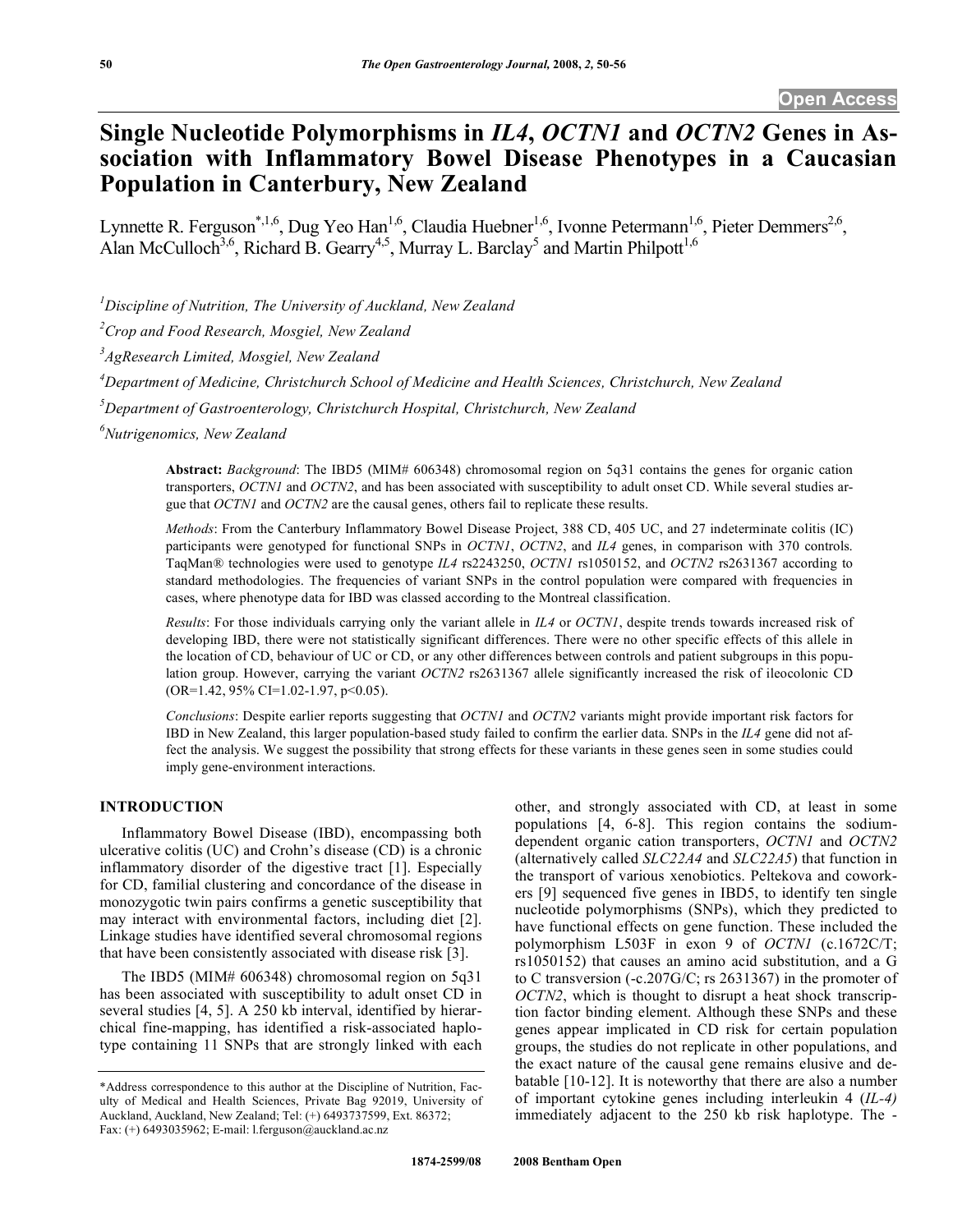# Single Nucleotide Polymorphisms in *IL4*, *OCTN1* and *OCTN2* Genes in Association with Inflammatory Bowel Disease Phenotypes in a Caucasian Population in Canterbury, New Zealand

Lynnette R. Ferguson[*,1,6], Dug Yeo Han[1,6], Claudia Huebner[1,6], Ivonne Petermann[1,6], Pieter Demmers[2,6], Alan McCulloch[3,6], Richard B. Gearry[4,5], Murray L. Barclay[5] and Martin Philpott[1,6]

[1]*Discipline of Nutrition, The University of Auckland, New Zealand*

[2]*Crop and Food Research, Mosgiel, New Zealand*

[3]*AgResearch Limited, Mosgiel, New Zealand*

[4]*Department of Medicine, Christchurch School of Medicine and Health Sciences, Christchurch, New Zealand*

[5]*Department of Gastroenterology, Christchurch Hospital, Christchurch, New Zealand*

[6]*Nutrigenomics, New Zealand*

**Abstract:** *Background*: The IBD5 (MIM# 606348) chromosomal region on 5q31 contains the genes for organic cation transporters, *OCTN1* and *OCTN2*, and has been associated with susceptibility to adult onset CD. While several studies argue that *OCTN1* and *OCTN2* are the causal genes, others fail to replicate these results.

*Methods*: From the Canterbury Inflammatory Bowel Disease Project, 388 CD, 405 UC, and 27 indeterminate colitis (IC) participants were genotyped for functional SNPs in *OCTN1*, *OCTN2*, and *IL4* genes, in comparison with 370 controls. TaqMan® technologies were used to genotype *IL4* rs2243250, *OCTN1* rs1050152, and *OCTN2* rs2631367 according to standard methodologies. The frequencies of variant SNPs in the control population were compared with frequencies in cases, where phenotype data for IBD was classed according to the Montreal classification.

*Results*: For those individuals carrying only the variant allele in *IL4* or *OCTN1*, despite trends towards increased risk of developing IBD, there were not statistically significant differences. There were no other specific effects of this allele in the location of CD, behaviour of UC or CD, or any other differences between controls and patient subgroups in this population group. However, carrying the variant *OCTN2* rs2631367 allele significantly increased the risk of ileocolonic CD (OR=1.42, 95% CI=1.02-1.97, $p<0.05$).

*Conclusions*: Despite earlier reports suggesting that *OCTN1* and *OCTN2* variants might provide important risk factors for IBD in New Zealand, this larger population-based study failed to confirm the earlier data. SNPs in the *IL4* gene did not affect the analysis. We suggest the possibility that strong effects for these variants in these genes seen in some studies could imply gene-environment interactions.

## INTRODUCTION

Inflammatory Bowel Disease (IBD), encompassing both ulcerative colitis (UC) and Crohn's disease (CD) is a chronic inflammatory disorder of the digestive tract [1]. Especially for CD, familial clustering and concordance of the disease in monozygotic twin pairs confirms a genetic susceptibility that may interact with environmental factors, including diet [2]. Linkage studies have identified several chromosomal regions that have been consistently associated with disease risk [3].

The IBD5 (MIM# 606348) chromosomal region on 5q31 has been associated with susceptibility to adult onset CD in several studies [4, 5]. A 250 kb interval, identified by hierarchical fine-mapping, has identified a risk-associated haplotype containing 11 SNPs that are strongly linked with each other, and strongly associated with CD, at least in some populations [4, 6-8]. This region contains the sodium-dependent organic cation transporters, *OCTN1* and *OCTN2* (alternatively called *SLC22A4* and *SLC22A5*) that function in the transport of various xenobiotics. Peltekova and coworkers [9] sequenced five genes in IBD5, to identify ten single nucleotide polymorphisms (SNPs), which they predicted to have functional effects on gene function. These included the polymorphism L503F in exon 9 of *OCTN1* (c.1672C/T; rs1050152) that causes an amino acid substitution, and a G to C transversion (-c.207G/C; rs 2631367) in the promoter of *OCTN2*, which is thought to disrupt a heat shock transcription factor binding element. Although these SNPs and these genes appear implicated in CD risk for certain population groups, the studies do not replicate in other populations, and the exact nature of the causal gene remains elusive and debatable [10-12]. It is noteworthy that there are also a number of important cytokine genes including interleukin 4 (*IL-4)* immediately adjacent to the 250 kb risk haplotype. The -

*Address correspondence to this author at the Discipline of Nutrition, Faculty of Medical and Health Sciences, Private Bag 92019, University of Auckland, Auckland, New Zealand; Tel: (+) 6493737599, Ext. 86372; Fax: (+) 6493035962; E-mail: l.ferguson@auckland.ac.nz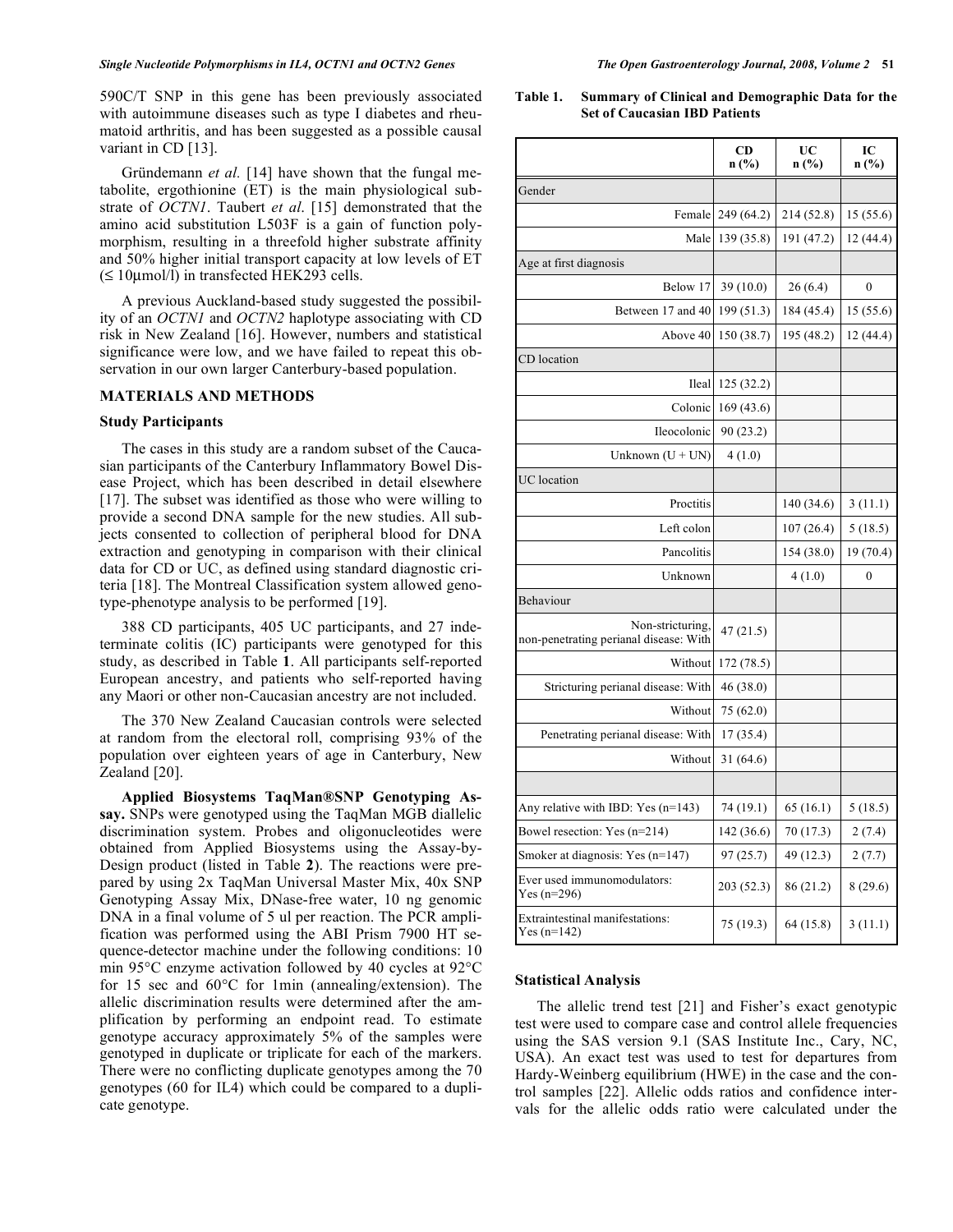590C/T SNP in this gene has been previously associated with autoimmune diseases such as type I diabetes and rheumatoid arthritis, and has been suggested as a possible causal variant in CD [13].

Gründemann *et al.* [14] have shown that the fungal metabolite, ergothionine (ET) is the main physiological substrate of *OCTN1*. Taubert *et al.* [15] demonstrated that the amino acid substitution L503F is a gain of function polymorphism, resulting in a threefold higher substrate affinity and 50% higher initial transport capacity at low levels of ET ($\leq 10\mu$mol/l) in transfected HEK293 cells.

A previous Auckland-based study suggested the possibility of an *OCTN1* and *OCTN2* haplotype associating with CD risk in New Zealand [16]. However, numbers and statistical significance were low, and we have failed to repeat this observation in our own larger Canterbury-based population.

## MATERIALS AND METHODS

### Study Participants

The cases in this study are a random subset of the Caucasian participants of the Canterbury Inflammatory Bowel Disease Project, which has been described in detail elsewhere [17]. The subset was identified as those who were willing to provide a second DNA sample for the new studies. All subjects consented to collection of peripheral blood for DNA extraction and genotyping in comparison with their clinical data for CD or UC, as defined using standard diagnostic criteria [18]. The Montreal Classification system allowed genotype-phenotype analysis to be performed [19].

388 CD participants, 405 UC participants, and 27 indeterminate colitis (IC) participants were genotyped for this study, as described in Table **1**. All participants self-reported European ancestry, and patients who self-reported having any Maori or other non-Caucasian ancestry are not included.

The 370 New Zealand Caucasian controls were selected at random from the electoral roll, comprising 93% of the population over eighteen years of age in Canterbury, New Zealand [20].

**Applied Biosystems TaqMan®SNP Genotyping Assay.** SNPs were genotyped using the TaqMan MGB diallelic discrimination system. Probes and oligonucleotides were obtained from Applied Biosystems using the Assay-by-Design product (listed in Table **2**). The reactions were prepared by using 2x TaqMan Universal Master Mix, 40x SNP Genotyping Assay Mix, DNase-free water, 10 ng genomic DNA in a final volume of 5 ul per reaction. The PCR amplification was performed using the ABI Prism 7900 HT sequence-detector machine under the following conditions: 10 min 95°C enzyme activation followed by 40 cycles at 92°C for 15 sec and 60°C for 1min (annealing/extension). The allelic discrimination results were determined after the amplification by performing an endpoint read. To estimate genotype accuracy approximately 5% of the samples were genotyped in duplicate or triplicate for each of the markers. There were no conflicting duplicate genotypes among the 70 genotypes (60 for IL4) which could be compared to a duplicate genotype.

**Table 1. Summary of Clinical and Demographic Data for the Set of Caucasian IBD Patients**

| | CD n (%) | UC n (%) | IC n (%) |
|---|---|---|---|
| Gender | | | |
| Female | 249 (64.2) | 214 (52.8) | 15 (55.6) |
| Male | 139 (35.8) | 191 (47.2) | 12 (44.4) |
| Age at first diagnosis | | | |
| Below 17 | 39 (10.0) | 26 (6.4) | 0 |
| Between 17 and 40 | 199 (51.3) | 184 (45.4) | 15 (55.6) |
| Above 40 | 150 (38.7) | 195 (48.2) | 12 (44.4) |
| CD location | | | |
| Ileal | 125 (32.2) | | |
| Colonic | 169 (43.6) | | |
| Ileocolonic | 90 (23.2) | | |
| Unknown (U + UN) | 4 (1.0) | | |
| UC location | | | |
| Proctitis | | 140 (34.6) | 3 (11.1) |
| Left colon | | 107 (26.4) | 5 (18.5) |
| Pancolitis | | 154 (38.0) | 19 (70.4) |
| Unknown | | 4 (1.0) | 0 |
| Behaviour | | | |
| Non-stricturing, non-penetrating perianal disease: With | 47 (21.5) | | |
| Without | 172 (78.5) | | |
| Stricturing perianal disease: With | 46 (38.0) | | |
| Without | 75 (62.0) | | |
| Penetrating perianal disease: With | 17 (35.4) | | |
| Without | 31 (64.6) | | |
| | | | |
| Any relative with IBD: Yes (n=143) | 74 (19.1) | 65 (16.1) | 5 (18.5) |
| Bowel resection: Yes (n=214) | 142 (36.6) | 70 (17.3) | 2 (7.4) |
| Smoker at diagnosis: Yes (n=147) | 97 (25.7) | 49 (12.3) | 2 (7.7) |
| Ever used immunomodulators: Yes (n=296) | 203 (52.3) | 86 (21.2) | 8 (29.6) |
| Extraintestinal manifestations: Yes (n=142) | 75 (19.3) | 64 (15.8) | 3 (11.1) |

### Statistical Analysis

The allelic trend test [21] and Fisher's exact genotypic test were used to compare case and control allele frequencies using the SAS version 9.1 (SAS Institute Inc., Cary, NC, USA). An exact test was used to test for departures from Hardy-Weinberg equilibrium (HWE) in the case and the control samples [22]. Allelic odds ratios and confidence intervals for the allelic odds ratio were calculated under the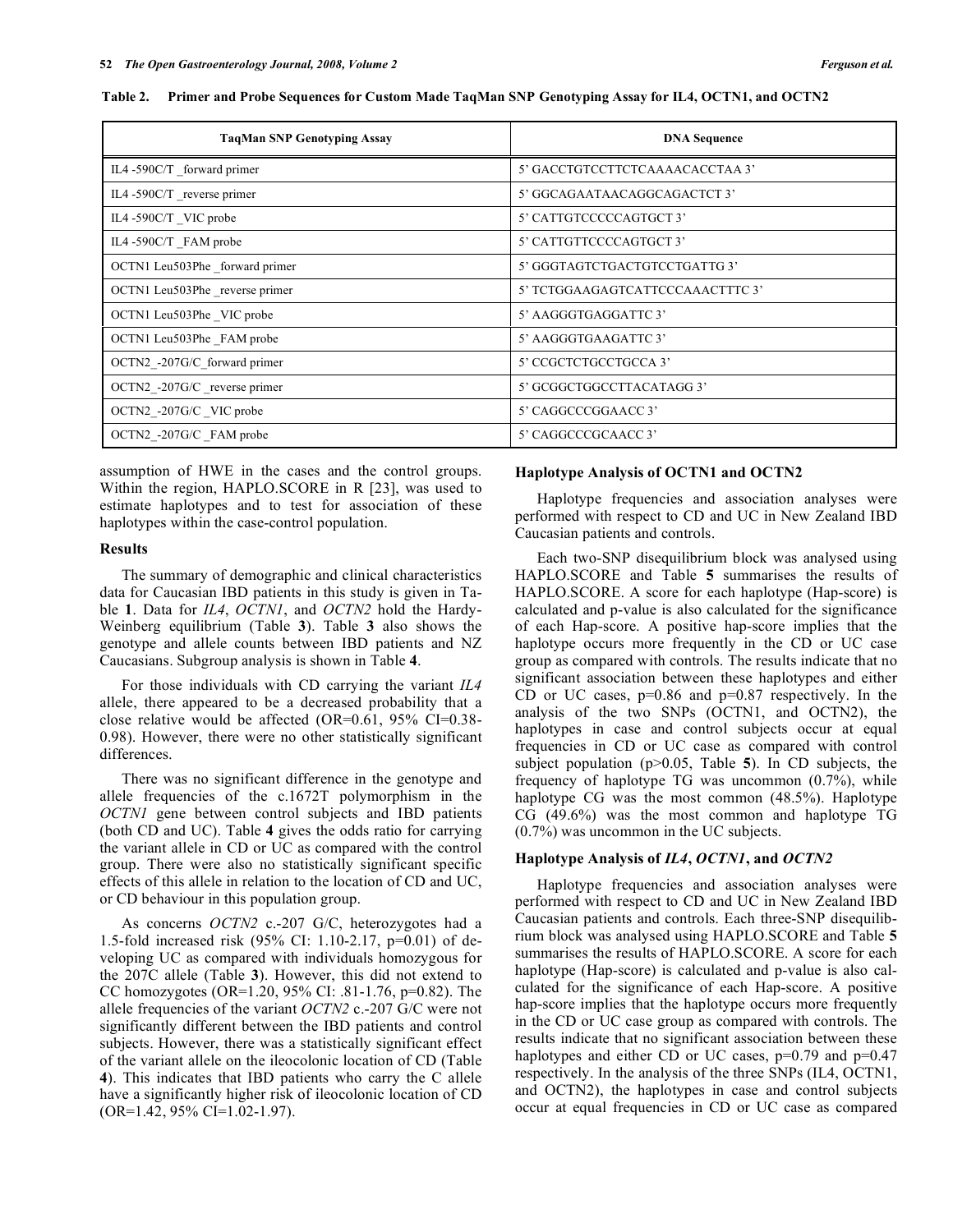**Table 2. Primer and Probe Sequences for Custom Made TaqMan SNP Genotyping Assay for IL4, OCTN1, and OCTN2**

| TaqMan SNP Genotyping Assay | DNA Sequence |
|---|---|
| IL4 -590C/T _forward primer | 5' GACCTGTCCTTCTCAAAACACCTAA 3' |
| IL4 -590C/T _reverse primer | 5' GGCAGAATAACAGGCAGACTCT 3' |
| IL4 -590C/T _VIC probe | 5' CATTGTCCCCCAGTGCT 3' |
| IL4 -590C/T _FAM probe | 5' CATTGTTCCCCAGTGCT 3' |
| OCTN1 Leu503Phe _forward primer | 5' GGGTAGTCTGACTGTCCTGATTG 3' |
| OCTN1 Leu503Phe _reverse primer | 5' TCTGGAAGAGTCATTCCCAAACTTTC 3' |
| OCTN1 Leu503Phe _VIC probe | 5' AAGGGTGAGGATTC 3' |
| OCTN1 Leu503Phe _FAM probe | 5' AAGGGTGAAGATTC 3' |
| OCTN2_-207G/C_forward primer | 5' CCGCTCTGCCTGCCA 3' |
| OCTN2_-207G/C _reverse primer | 5' GCGGCTGGCCTTACATAGG 3' |
| OCTN2_-207G/C _VIC probe | 5' CAGGCCCGGAACC 3' |
| OCTN2_-207G/C _FAM probe | 5' CAGGCCCGCAACC 3' |

assumption of HWE in the cases and the control groups. Within the region, HAPLO.SCORE in R [23], was used to estimate haplotypes and to test for association of these haplotypes within the case-control population.

### Results

The summary of demographic and clinical characteristics data for Caucasian IBD patients in this study is given in Table **1**. Data for *IL4*, *OCTN1*, and *OCTN2* hold the Hardy-Weinberg equilibrium (Table **3**). Table **3** also shows the genotype and allele counts between IBD patients and NZ Caucasians. Subgroup analysis is shown in Table **4**.

For those individuals with CD carrying the variant *IL4* allele, there appeared to be a decreased probability that a close relative would be affected (OR=0.61, 95% CI=0.38-0.98). However, there were no other statistically significant differences.

There was no significant difference in the genotype and allele frequencies of the c.1672T polymorphism in the *OCTN1* gene between control subjects and IBD patients (both CD and UC). Table **4** gives the odds ratio for carrying the variant allele in CD or UC as compared with the control group. There were also no statistically significant specific effects of this allele in relation to the location of CD and UC, or CD behaviour in this population group.

As concerns *OCTN2* c.-207 G/C, heterozygotes had a 1.5-fold increased risk (95% CI: 1.10-2.17, p=0.01) of developing UC as compared with individuals homozygous for the 207C allele (Table **3**). However, this did not extend to CC homozygotes (OR=1.20, 95% CI: .81-1.76, p=0.82). The allele frequencies of the variant *OCTN2* c.-207 G/C were not significantly different between the IBD patients and control subjects. However, there was a statistically significant effect of the variant allele on the ileocolonic location of CD (Table **4**). This indicates that IBD patients who carry the C allele have a significantly higher risk of ileocolonic location of CD (OR=1.42, 95% CI=1.02-1.97).

### Haplotype Analysis of OCTN1 and OCTN2

Haplotype frequencies and association analyses were performed with respect to CD and UC in New Zealand IBD Caucasian patients and controls.

Each two-SNP disequilibrium block was analysed using HAPLO.SCORE and Table **5** summarises the results of HAPLO.SCORE. A score for each haplotype (Hap-score) is calculated and p-value is also calculated for the significance of each Hap-score. A positive hap-score implies that the haplotype occurs more frequently in the CD or UC case group as compared with controls. The results indicate that no significant association between these haplotypes and either CD or UC cases, p=0.86 and p=0.87 respectively. In the analysis of the two SNPs (OCTN1, and OCTN2), the haplotypes in case and control subjects occur at equal frequencies in CD or UC case as compared with control subject population (p>0.05, Table **5**). In CD subjects, the frequency of haplotype TG was uncommon (0.7%), while haplotype CG was the most common (48.5%). Haplotype CG (49.6%) was the most common and haplotype TG (0.7%) was uncommon in the UC subjects.

### Haplotype Analysis of *IL4*, *OCTN1*, and *OCTN2*

Haplotype frequencies and association analyses were performed with respect to CD and UC in New Zealand IBD Caucasian patients and controls. Each three-SNP disequilibrium block was analysed using HAPLO.SCORE and Table **5** summarises the results of HAPLO.SCORE. A score for each haplotype (Hap-score) is calculated and p-value is also calculated for the significance of each Hap-score. A positive hap-score implies that the haplotype occurs more frequently in the CD or UC case group as compared with controls. The results indicate that no significant association between these haplotypes and either CD or UC cases, p=0.79 and p=0.47 respectively. In the analysis of the three SNPs (IL4, OCTN1, and OCTN2), the haplotypes in case and control subjects occur at equal frequencies in CD or UC case as compared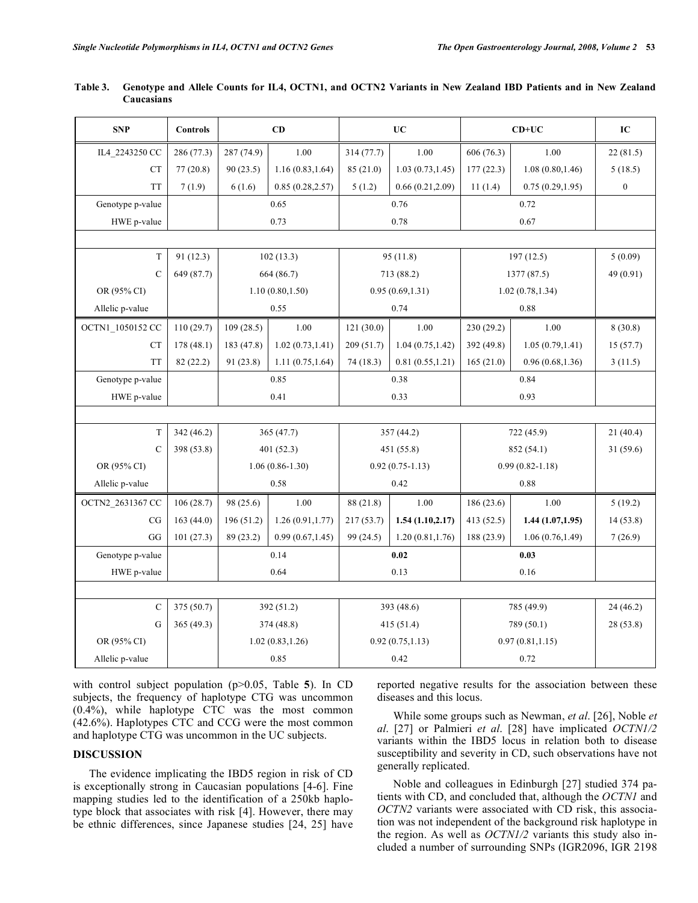**Table 3. Genotype and Allele Counts for IL4, OCTN1, and OCTN2 Variants in New Zealand IBD Patients and in New Zealand Caucasians**

| SNP | Controls | CD | | UC | | CD+UC | | IC |
|---|---|---|---|---|---|---|---|---|
| IL4_2243250 CC | 286 (77.3) | 287 (74.9) | 1.00 | 314 (77.7) | 1.00 | 606 (76.3) | 1.00 | 22 (81.5) |
| CT | 77 (20.8) | 90 (23.5) | 1.16 (0.83,1.64) | 85 (21.0) | 1.03 (0.73,1.45) | 177 (22.3) | 1.08 (0.80,1.46) | 5 (18.5) |
| TT | 7 (1.9) | 6 (1.6) | 0.85 (0.28,2.57) | 5 (1.2) | 0.66 (0.21,2.09) | 11 (1.4) | 0.75 (0.29,1.95) | 0 |
| Genotype p-value | | 0.65 | | 0.76 | | 0.72 | | |
| HWE p-value | | 0.73 | | 0.78 | | 0.67 | | |
| | | | | | | | | |
| T | 91 (12.3) | 102 (13.3) | | 95 (11.8) | | 197 (12.5) | | 5 (0.09) |
| C | 649 (87.7) | 664 (86.7) | | 713 (88.2) | | 1377 (87.5) | | 49 (0.91) |
| OR (95% CI) | | 1.10 (0.80,1.50) | | 0.95 (0.69,1.31) | | 1.02 (0.78,1.34) | | |
| Allelic p-value | | 0.55 | | 0.74 | | 0.88 | | |
| OCTN1_1050152 CC | 110 (29.7) | 109 (28.5) | 1.00 | 121 (30.0) | 1.00 | 230 (29.2) | 1.00 | 8 (30.8) |
| CT | 178 (48.1) | 183 (47.8) | 1.02 (0.73,1.41) | 209 (51.7) | 1.04 (0.75,1.42) | 392 (49.8) | 1.05 (0.79,1.41) | 15 (57.7) |
| TT | 82 (22.2) | 91 (23.8) | 1.11 (0.75,1.64) | 74 (18.3) | 0.81 (0.55,1.21) | 165 (21.0) | 0.96 (0.68,1.36) | 3 (11.5) |
| Genotype p-value | | 0.85 | | 0.38 | | 0.84 | | |
| HWE p-value | | 0.41 | | 0.33 | | 0.93 | | |
| | | | | | | | | |
| T | 342 (46.2) | 365 (47.7) | | 357 (44.2) | | 722 (45.9) | | 21 (40.4) |
| C | 398 (53.8) | 401 (52.3) | | 451 (55.8) | | 852 (54.1) | | 31 (59.6) |
| OR (95% CI) | | 1.06 (0.86-1.30) | | 0.92 (0.75-1.13) | | 0.99 (0.82-1.18) | | |
| Allelic p-value | | 0.58 | | 0.42 | | 0.88 | | |
| OCTN2_2631367 CC | 106 (28.7) | 98 (25.6) | 1.00 | 88 (21.8) | 1.00 | 186 (23.6) | 1.00 | 5 (19.2) |
| CG | 163 (44.0) | 196 (51.2) | 1.26 (0.91,1.77) | 217 (53.7) | **1.54 (1.10,2.17)** | 413 (52.5) | **1.44 (1.07,1.95)** | 14 (53.8) |
| GG | 101 (27.3) | 89 (23.2) | 0.99 (0.67,1.45) | 99 (24.5) | 1.20 (0.81,1.76) | 188 (23.9) | 1.06 (0.76,1.49) | 7 (26.9) |
| Genotype p-value | | 0.14 | | **0.02** | | **0.03** | | |
| HWE p-value | | 0.64 | | 0.13 | | 0.16 | | |
| | | | | | | | | |
| C | 375 (50.7) | 392 (51.2) | | 393 (48.6) | | 785 (49.9) | | 24 (46.2) |
| G | 365 (49.3) | 374 (48.8) | | 415 (51.4) | | 789 (50.1) | | 28 (53.8) |
| OR (95% CI) | | 1.02 (0.83,1.26) | | 0.92 (0.75,1.13) | | 0.97 (0.81,1.15) | | |
| Allelic p-value | | 0.85 | | 0.42 | | 0.72 | | |

with control subject population ($p>0.05$, Table **5**). In CD subjects, the frequency of haplotype CTG was uncommon (0.4%), while haplotype CTC was the most common (42.6%). Haplotypes CTC and CCG were the most common and haplotype CTG was uncommon in the UC subjects.

## DISCUSSION

The evidence implicating the IBD5 region in risk of CD is exceptionally strong in Caucasian populations [4-6]. Fine mapping studies led to the identification of a 250kb haplotype block that associates with risk [4]. However, there may be ethnic differences, since Japanese studies [24, 25] have reported negative results for the association between these diseases and this locus.

While some groups such as Newman, *et al*. [26], Noble *et al*. [27] or Palmieri *et al*. [28] have implicated *OCTN1/2* variants within the IBD5 locus in relation both to disease susceptibility and severity in CD, such observations have not generally replicated.

Noble and colleagues in Edinburgh [27] studied 374 patients with CD, and concluded that, although the *OCTN1* and *OCTN2* variants were associated with CD risk, this association was not independent of the background risk haplotype in the region. As well as *OCTN1/2* variants this study also included a number of surrounding SNPs (IGR2096, IGR 2198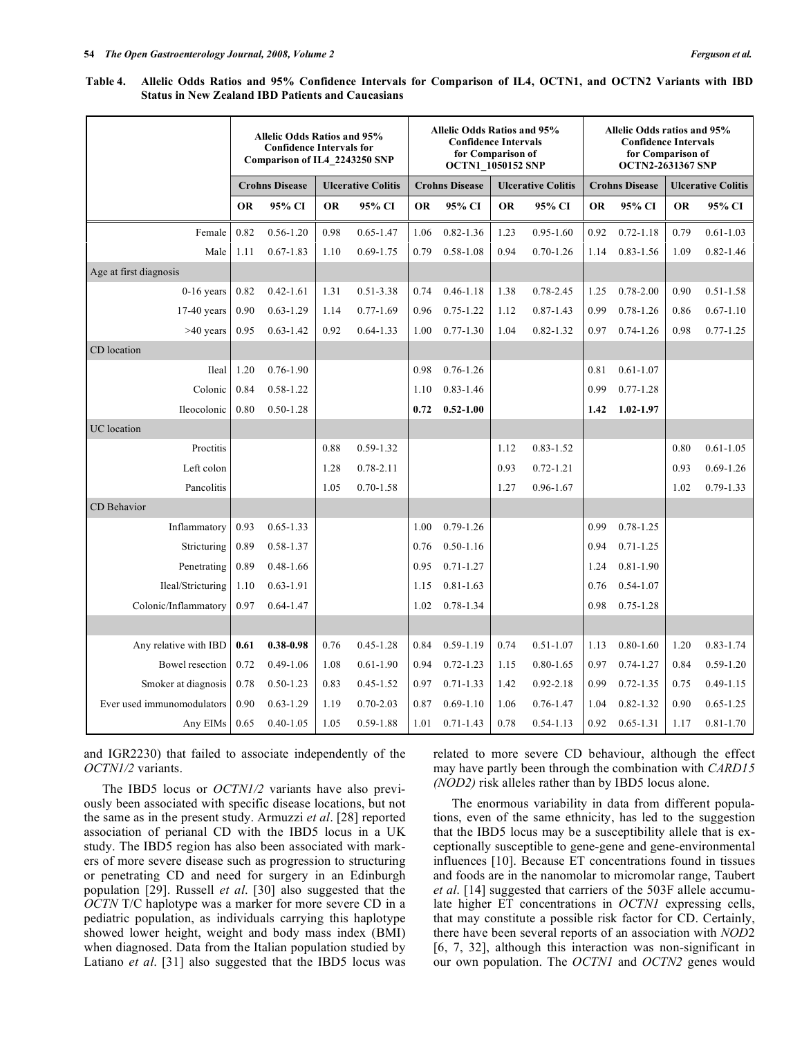**Table 4. Allelic Odds Ratios and 95% Confidence Intervals for Comparison of IL4, OCTN1, and OCTN2 Variants with IBD Status in New Zealand IBD Patients and Caucasians**

| | Allelic Odds Ratios and 95% Confidence Intervals for Comparison of IL4_2243250 SNP | | | | Allelic Odds Ratios and 95% Confidence Intervals for Comparison of OCTN1_1050152 SNP | | | | Allelic Odds ratios and 95% Confidence Intervals for Comparison of OCTN2-2631367 SNP | | | |
|---|---|---|---|---|---|---|---|---|---|---|---|---|
| | Crohns Disease | | Ulcerative Colitis | | Crohns Disease | | Ulcerative Colitis | | Crohns Disease | | Ulcerative Colitis | |
| | OR | 95% CI | OR | 95% CI | OR | 95% CI | OR | 95% CI | OR | 95% CI | OR | 95% CI |
| Female | 0.82 | 0.56-1.20 | 0.98 | 0.65-1.47 | 1.06 | 0.82-1.36 | 1.23 | 0.95-1.60 | 0.92 | 0.72-1.18 | 0.79 | 0.61-1.03 |
| Male | 1.11 | 0.67-1.83 | 1.10 | 0.69-1.75 | 0.79 | 0.58-1.08 | 0.94 | 0.70-1.26 | 1.14 | 0.83-1.56 | 1.09 | 0.82-1.46 |
| Age at first diagnosis | | | | | | | | | | | | |
| 0-16 years | 0.82 | 0.42-1.61 | 1.31 | 0.51-3.38 | 0.74 | 0.46-1.18 | 1.38 | 0.78-2.45 | 1.25 | 0.78-2.00 | 0.90 | 0.51-1.58 |
| 17-40 years | 0.90 | 0.63-1.29 | 1.14 | 0.77-1.69 | 0.96 | 0.75-1.22 | 1.12 | 0.87-1.43 | 0.99 | 0.78-1.26 | 0.86 | 0.67-1.10 |
| >40 years | 0.95 | 0.63-1.42 | 0.92 | 0.64-1.33 | 1.00 | 0.77-1.30 | 1.04 | 0.82-1.32 | 0.97 | 0.74-1.26 | 0.98 | 0.77-1.25 |
| CD location | | | | | | | | | | | | |
| Ileal | 1.20 | 0.76-1.90 | | | 0.98 | 0.76-1.26 | | | 0.81 | 0.61-1.07 | | |
| Colonic | 0.84 | 0.58-1.22 | | | 1.10 | 0.83-1.46 | | | 0.99 | 0.77-1.28 | | |
| Ileocolonic | 0.80 | 0.50-1.28 | | | **0.72** | **0.52-1.00** | | | **1.42** | **1.02-1.97** | | |
| UC location | | | | | | | | | | | | |
| Proctitis | | | 0.88 | 0.59-1.32 | | | 1.12 | 0.83-1.52 | | | 0.80 | 0.61-1.05 |
| Left colon | | | 1.28 | 0.78-2.11 | | | 0.93 | 0.72-1.21 | | | 0.93 | 0.69-1.26 |
| Pancolitis | | | 1.05 | 0.70-1.58 | | | 1.27 | 0.96-1.67 | | | 1.02 | 0.79-1.33 |
| CD Behavior | | | | | | | | | | | | |
| Inflammatory | 0.93 | 0.65-1.33 | | | 1.00 | 0.79-1.26 | | | 0.99 | 0.78-1.25 | | |
| Stricturing | 0.89 | 0.58-1.37 | | | 0.76 | 0.50-1.16 | | | 0.94 | 0.71-1.25 | | |
| Penetrating | 0.89 | 0.48-1.66 | | | 0.95 | 0.71-1.27 | | | 1.24 | 0.81-1.90 | | |
| Ileal/Stricturing | 1.10 | 0.63-1.91 | | | 1.15 | 0.81-1.63 | | | 0.76 | 0.54-1.07 | | |
| Colonic/Inflammatory | 0.97 | 0.64-1.47 | | | 1.02 | 0.78-1.34 | | | 0.98 | 0.75-1.28 | | |
| | | | | | | | | | | | | |
| Any relative with IBD | **0.61** | **0.38-0.98** | 0.76 | 0.45-1.28 | 0.84 | 0.59-1.19 | 0.74 | 0.51-1.07 | 1.13 | 0.80-1.60 | 1.20 | 0.83-1.74 |
| Bowel resection | 0.72 | 0.49-1.06 | 1.08 | 0.61-1.90 | 0.94 | 0.72-1.23 | 1.15 | 0.80-1.65 | 0.97 | 0.74-1.27 | 0.84 | 0.59-1.20 |
| Smoker at diagnosis | 0.78 | 0.50-1.23 | 0.83 | 0.45-1.52 | 0.97 | 0.71-1.33 | 1.42 | 0.92-2.18 | 0.99 | 0.72-1.35 | 0.75 | 0.49-1.15 |
| Ever used immunomodulators | 0.90 | 0.63-1.29 | 1.19 | 0.70-2.03 | 0.87 | 0.69-1.10 | 1.06 | 0.76-1.47 | 1.04 | 0.82-1.32 | 0.90 | 0.65-1.25 |
| Any EIMs | 0.65 | 0.40-1.05 | 1.05 | 0.59-1.88 | 1.01 | 0.71-1.43 | 0.78 | 0.54-1.13 | 0.92 | 0.65-1.31 | 1.17 | 0.81-1.70 |

and IGR2230) that failed to associate independently of the *OCTN1/2* variants.

The IBD5 locus or *OCTN1/2* variants have also previously been associated with specific disease locations, but not the same as in the present study. Armuzzi *et al*. [28] reported association of perianal CD with the IBD5 locus in a UK study. The IBD5 region has also been associated with markers of more severe disease such as progression to structuring or penetrating CD and need for surgery in an Edinburgh population [29]. Russell *et al*. [30] also suggested that the *OCTN* T/C haplotype was a marker for more severe CD in a pediatric population, as individuals carrying this haplotype showed lower height, weight and body mass index (BMI) when diagnosed. Data from the Italian population studied by Latiano *et al*. [31] also suggested that the IBD5 locus was related to more severe CD behaviour, although the effect may have partly been through the combination with *CARD15 (NOD2)* risk alleles rather than by IBD5 locus alone.

The enormous variability in data from different populations, even of the same ethnicity, has led to the suggestion that the IBD5 locus may be a susceptibility allele that is exceptionally susceptible to gene-gene and gene-environmental influences [10]. Because ET concentrations found in tissues and foods are in the nanomolar to micromolar range, Taubert *et al*. [14] suggested that carriers of the 503F allele accumulate higher ET concentrations in *OCTN1* expressing cells, that may constitute a possible risk factor for CD. Certainly, there have been several reports of an association with *NOD2* [6, 7, 32], although this interaction was non-significant in our own population. The *OCTN1* and *OCTN2* genes would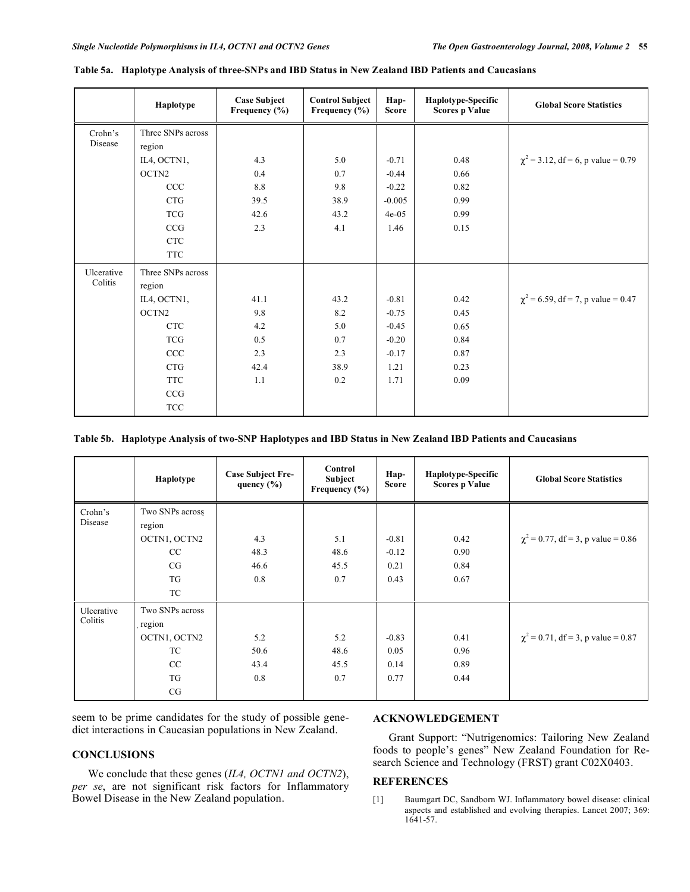**Table 5a. Haplotype Analysis of three-SNPs and IBD Status in New Zealand IBD Patients and Caucasians**

| | Haplotype | Case Subject Frequency (%) | Control Subject Frequency (%) | Hap-Score | Haplotype-Specific Scores p Value | Global Score Statistics |
|---|---|---|---|---|---|---|
| Crohn's Disease | Three SNPs across region | | | | | |
| | IL4, OCTN1, | 4.3 | 5.0 | -0.71 | 0.48 | $\chi^2$ = 3.12, df = 6, p value = 0.79 |
| | OCTN2 | 0.4 | 0.7 | -0.44 | 0.66 | |
| | CCC | 8.8 | 9.8 | -0.22 | 0.82 | |
| | CTG | 39.5 | 38.9 | -0.005 | 0.99 | |
| | TCG | 42.6 | 43.2 | 4e-05 | 0.99 | |
| | CCG | 2.3 | 4.1 | 1.46 | 0.15 | |
| | CTC | | | | | |
| | TTC | | | | | |
| Ulcerative Colitis | Three SNPs across region | | | | | |
| | IL4, OCTN1, | 41.1 | 43.2 | -0.81 | 0.42 | $\chi^2$ = 6.59, df = 7, p value = 0.47 |
| | OCTN2 | 9.8 | 8.2 | -0.75 | 0.45 | |
| | CTC | 4.2 | 5.0 | -0.45 | 0.65 | |
| | TCG | 0.5 | 0.7 | -0.20 | 0.84 | |
| | CCC | 2.3 | 2.3 | -0.17 | 0.87 | |
| | CTG | 42.4 | 38.9 | 1.21 | 0.23 | |
| | TTC | 1.1 | 0.2 | 1.71 | 0.09 | |
| | CCG | | | | | |
| | TCC | | | | | |

**Table 5b. Haplotype Analysis of two-SNP Haplotypes and IBD Status in New Zealand IBD Patients and Caucasians**

| | Haplotype | Case Subject Frequency (%) | Control Subject Frequency (%) | Hap-Score | Haplotype-Specific Scores p Value | Global Score Statistics |
|---|---|---|---|---|---|---|
| Crohn's Disease | Two SNPs across region | | | | | |
| | OCTN1, OCTN2 | 4.3 | 5.1 | -0.81 | 0.42 | $\chi^2$ = 0.77, df = 3, p value = 0.86 |
| | CC | 48.3 | 48.6 | -0.12 | 0.90 | |
| | CG | 46.6 | 45.5 | 0.21 | 0.84 | |
| | TG | 0.8 | 0.7 | 0.43 | 0.67 | |
| | TC | | | | | |
| Ulcerative Colitis | Two SNPs across region | | | | | |
| | OCTN1, OCTN2 | 5.2 | 5.2 | -0.83 | 0.41 | $\chi^2$ = 0.71, df = 3, p value = 0.87 |
| | TC | 50.6 | 48.6 | 0.05 | 0.96 | |
| | CC | 43.4 | 45.5 | 0.14 | 0.89 | |
| | TG | 0.8 | 0.7 | 0.77 | 0.44 | |
| | CG | | | | | |

seem to be prime candidates for the study of possible gene-diet interactions in Caucasian populations in New Zealand.

## CONCLUSIONS

We conclude that these genes (*IL4, OCTN1 and OCTN2*), *per se*, are not significant risk factors for Inflammatory Bowel Disease in the New Zealand population.

## ACKNOWLEDGEMENT

Grant Support: "Nutrigenomics: Tailoring New Zealand foods to people's genes" New Zealand Foundation for Research Science and Technology (FRST) grant C02X0403.

## REFERENCES

[1] Baumgart DC, Sandborn WJ. Inflammatory bowel disease: clinical aspects and established and evolving therapies. Lancet 2007; 369: 1641-57.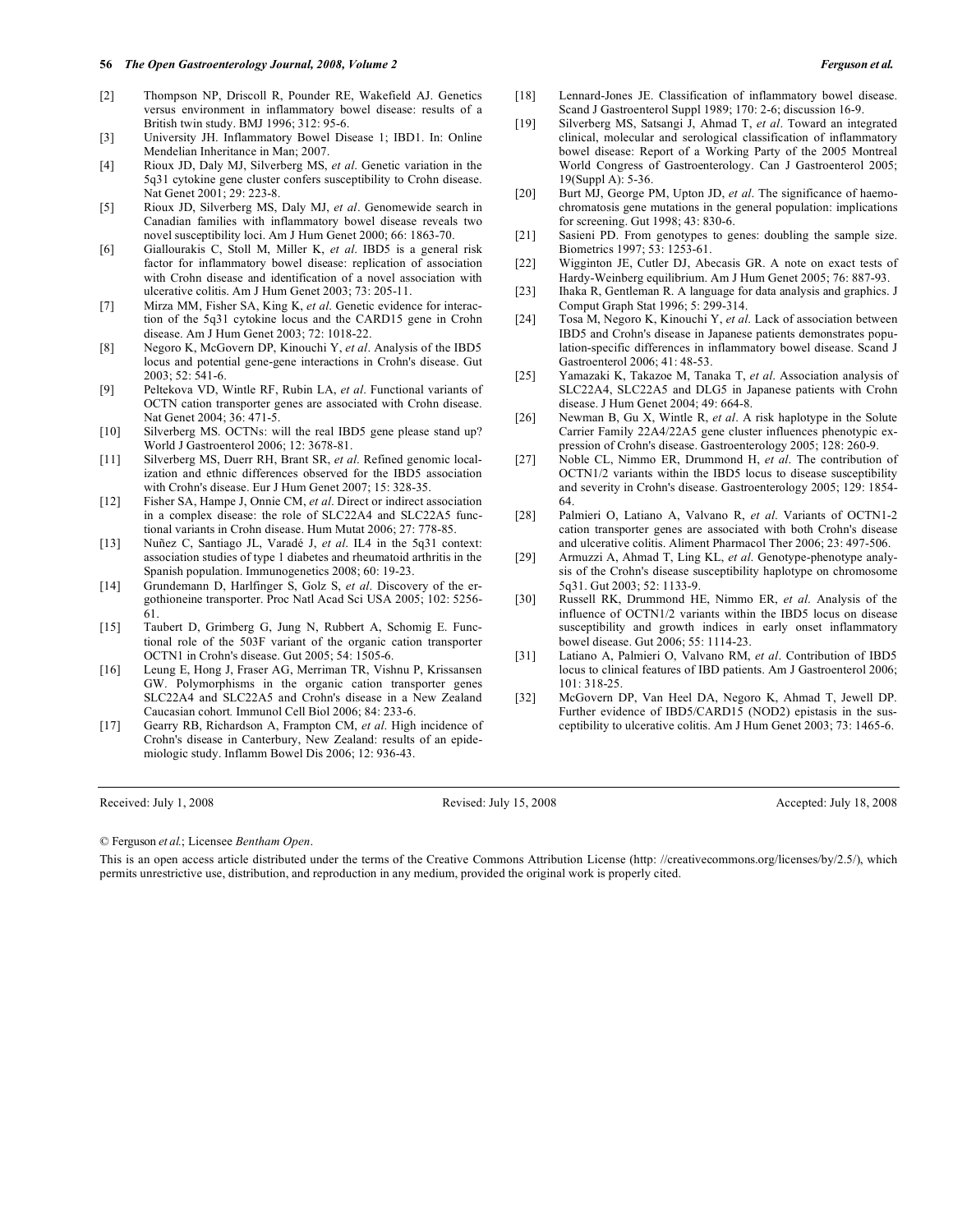[2] Thompson NP, Driscoll R, Pounder RE, Wakefield AJ. Genetics versus environment in inflammatory bowel disease: results of a British twin study. BMJ 1996; 312: 95-6.

[3] University JH. Inflammatory Bowel Disease 1; IBD1. In: Online Mendelian Inheritance in Man; 2007.

[4] Rioux JD, Daly MJ, Silverberg MS, *et al*. Genetic variation in the 5q31 cytokine gene cluster confers susceptibility to Crohn disease. Nat Genet 2001; 29: 223-8.

[5] Rioux JD, Silverberg MS, Daly MJ, *et al*. Genomewide search in Canadian families with inflammatory bowel disease reveals two novel susceptibility loci. Am J Hum Genet 2000; 66: 1863-70.

[6] Giallourakis C, Stoll M, Miller K, *et al*. IBD5 is a general risk factor for inflammatory bowel disease: replication of association with Crohn disease and identification of a novel association with ulcerative colitis. Am J Hum Genet 2003; 73: 205-11.

[7] Mirza MM, Fisher SA, King K, *et al*. Genetic evidence for interaction of the 5q31 cytokine locus and the CARD15 gene in Crohn disease. Am J Hum Genet 2003; 72: 1018-22.

[8] Negoro K, McGovern DP, Kinouchi Y, *et al*. Analysis of the IBD5 locus and potential gene-gene interactions in Crohn's disease. Gut 2003; 52: 541-6.

[9] Peltekova VD, Wintle RF, Rubin LA, *et al*. Functional variants of OCTN cation transporter genes are associated with Crohn disease. Nat Genet 2004; 36: 471-5.

[10] Silverberg MS. OCTNs: will the real IBD5 gene please stand up? World J Gastroenterol 2006; 12: 3678-81.

[11] Silverberg MS, Duerr RH, Brant SR, *et al*. Refined genomic localization and ethnic differences observed for the IBD5 association with Crohn's disease. Eur J Hum Genet 2007; 15: 328-35.

[12] Fisher SA, Hampe J, Onnie CM, *et al*. Direct or indirect association in a complex disease: the role of SLC22A4 and SLC22A5 functional variants in Crohn disease. Hum Mutat 2006; 27: 778-85.

[13] Nuñez C, Santiago JL, Varadé J, *et al*. IL4 in the 5q31 context: association studies of type 1 diabetes and rheumatoid arthritis in the Spanish population. Immunogenetics 2008; 60: 19-23.

[14] Grundemann D, Harlfinger S, Golz S, *et al*. Discovery of the ergothioneine transporter. Proc Natl Acad Sci USA 2005; 102: 5256-61.

[15] Taubert D, Grimberg G, Jung N, Rubbert A, Schomig E. Functional role of the 503F variant of the organic cation transporter OCTN1 in Crohn's disease. Gut 2005; 54: 1505-6.

[16] Leung E, Hong J, Fraser AG, Merriman TR, Vishnu P, Krissansen GW. Polymorphisms in the organic cation transporter genes SLC22A4 and SLC22A5 and Crohn's disease in a New Zealand Caucasian cohort. Immunol Cell Biol 2006; 84: 233-6.

[17] Gearry RB, Richardson A, Frampton CM, *et al*. High incidence of Crohn's disease in Canterbury, New Zealand: results of an epidemiologic study. Inflamm Bowel Dis 2006; 12: 936-43.

[18] Lennard-Jones JE. Classification of inflammatory bowel disease. Scand J Gastroenterol Suppl 1989; 170: 2-6; discussion 16-9.

[19] Silverberg MS, Satsangi J, Ahmad T, *et al*. Toward an integrated clinical, molecular and serological classification of inflammatory bowel disease: Report of a Working Party of the 2005 Montreal World Congress of Gastroenterology. Can J Gastroenterol 2005; 19(Suppl A): 5-36.

[20] Burt MJ, George PM, Upton JD, *et al*. The significance of haemochromatosis gene mutations in the general population: implications for screening. Gut 1998; 43: 830-6.

[21] Sasieni PD. From genotypes to genes: doubling the sample size. Biometrics 1997; 53: 1253-61.

[22] Wigginton JE, Cutler DJ, Abecasis GR. A note on exact tests of Hardy-Weinberg equilibrium. Am J Hum Genet 2005; 76: 887-93.

[23] Ihaka R, Gentleman R. A language for data analysis and graphics. J Comput Graph Stat 1996; 5: 299-314.

[24] Tosa M, Negoro K, Kinouchi Y, *et al*. Lack of association between IBD5 and Crohn's disease in Japanese patients demonstrates population-specific differences in inflammatory bowel disease. Scand J Gastroenterol 2006; 41: 48-53.

[25] Yamazaki K, Takazoe M, Tanaka T, *et al*. Association analysis of SLC22A4, SLC22A5 and DLG5 in Japanese patients with Crohn disease. J Hum Genet 2004; 49: 664-8.

[26] Newman B, Gu X, Wintle R, *et al*. A risk haplotype in the Solute Carrier Family 22A4/22A5 gene cluster influences phenotypic expression of Crohn's disease. Gastroenterology 2005; 128: 260-9.

[27] Noble CL, Nimmo ER, Drummond H, *et al*. The contribution of OCTN1/2 variants within the IBD5 locus to disease susceptibility and severity in Crohn's disease. Gastroenterology 2005; 129: 1854-64.

[28] Palmieri O, Latiano A, Valvano R, *et al*. Variants of OCTN1-2 cation transporter genes are associated with both Crohn's disease and ulcerative colitis. Aliment Pharmacol Ther 2006; 23: 497-506.

[29] Armuzzi A, Ahmad T, Ling KL, *et al*. Genotype-phenotype analysis of the Crohn's disease susceptibility haplotype on chromosome 5q31. Gut 2003; 52: 1133-9.

[30] Russell RK, Drummond HE, Nimmo ER, *et al*. Analysis of the influence of OCTN1/2 variants within the IBD5 locus on disease susceptibility and growth indices in early onset inflammatory bowel disease. Gut 2006; 55: 1114-23.

[31] Latiano A, Palmieri O, Valvano RM, *et al*. Contribution of IBD5 locus to clinical features of IBD patients. Am J Gastroenterol 2006; 101: 318-25.

[32] McGovern DP, Van Heel DA, Negoro K, Ahmad T, Jewell DP. Further evidence of IBD5/CARD15 (NOD2) epistasis in the susceptibility to ulcerative colitis. Am J Hum Genet 2003; 73: 1465-6.

Received: July 1, 2008 Revised: July 15, 2008 Accepted: July 18, 2008

© Ferguson *et al.*; Licensee *Bentham Open*.

This is an open access article distributed under the terms of the Creative Commons Attribution License (http: //creativecommons.org/licenses/by/2.5/), which permits unrestrictive use, distribution, and reproduction in any medium, provided the original work is properly cited.